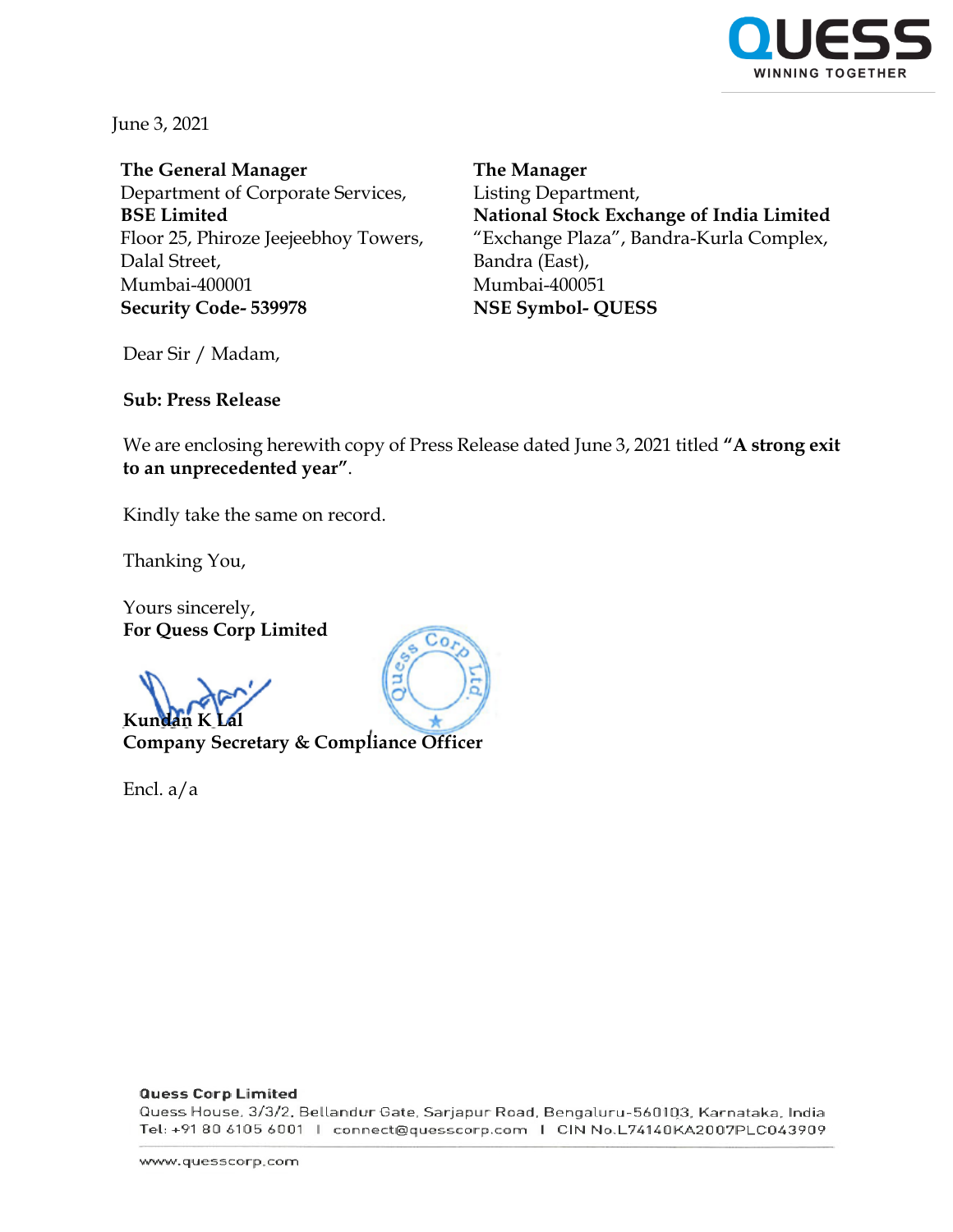June 3, 2021

**The General Manager**
Department of Corporate Services,
**BSE Limited**
Floor 25, Phiroze Jeejeebhoy Towers,
Dalal Street,
Mumbai-400001
**Security Code- 539978**

**The Manager**
Listing Department,
**National Stock Exchange of India Limited**
"Exchange Plaza", Bandra-Kurla Complex,
Bandra (East),
Mumbai-400051
**NSE Symbol- QUESS**

Dear Sir / Madam,

**Sub: Press Release**

We are enclosing herewith copy of Press Release dated June 3, 2021 titled **"A strong exit to an unprecedented year"**.

Kindly take the same on record.

Thanking You,

Yours sincerely,
**For Quess Corp Limited**

**Kundan K Lal**
**Company Secretary & Compliance Officer**

Encl. a/a

**Quess Corp Limited**
Quess House, 3/3/2, Bellandur Gate, Sarjapur Road, Bengaluru-560103, Karnataka, India
Tel: +91 80 6105 6001 | connect@quesscorp.com | CIN No.L74140KA2007PLC043909

www.quesscorp.com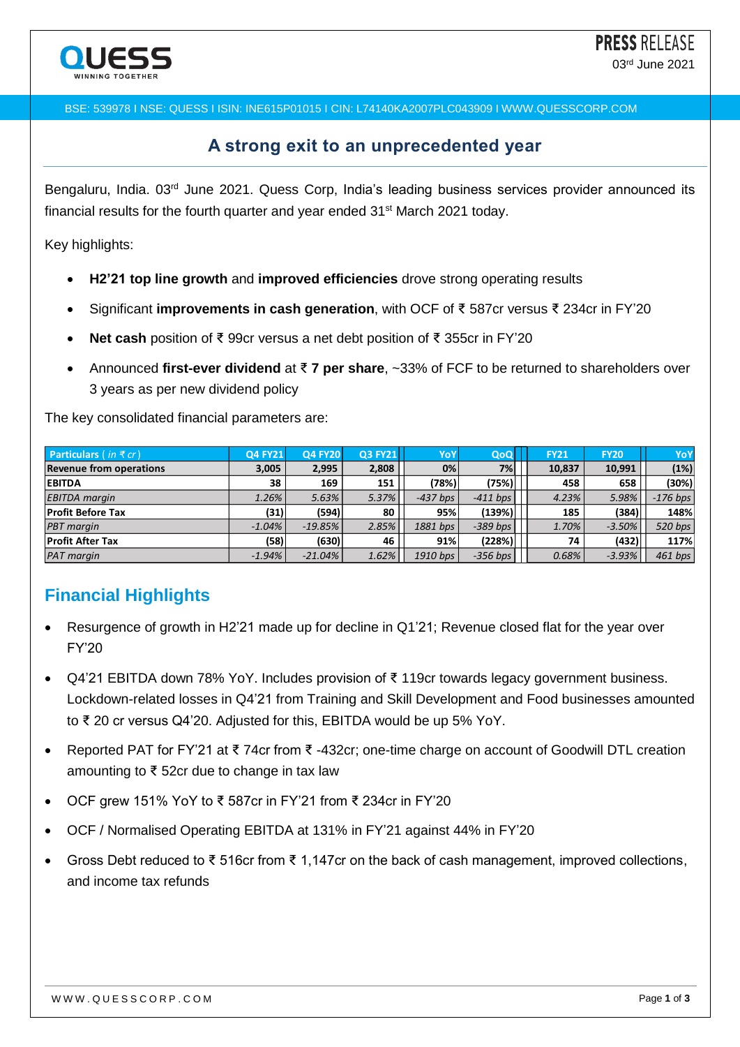**PRESS RELEASE**

03rd June 2021

BSE: 539978 I NSE: QUESS I ISIN: INE615P01015 I CIN: L74140KA2007PLC043909 I WWW.QUESSCORP.COM

## A strong exit to an unprecedented year

Bengaluru, India. 03rd June 2021. Quess Corp, India's leading business services provider announced its financial results for the fourth quarter and year ended 31st March 2021 today.

Key highlights:

- **H2'21 top line growth** and **improved efficiencies** drove strong operating results
- Significant **improvements in cash generation**, with OCF of ₹ 587cr versus ₹ 234cr in FY'20
- **Net cash** position of ₹ 99cr versus a net debt position of ₹ 355cr in FY'20
- Announced **first-ever dividend** at ₹ **7 per share**, ~33% of FCF to be returned to shareholders over 3 years as per new dividend policy

The key consolidated financial parameters are:

| Particulars ( *in ₹ cr* ) | Q4 FY21 | Q4 FY20 | Q3 FY21 | YoY | QoQ | FY21 | FY20 | YoY |
|---|---|---|---|---|---|---|---|---|
| **Revenue from operations** | **3,005** | **2,995** | **2,808** | **0%** | **7%** | **10,837** | **10,991** | **(1%)** |
| **EBITDA** | **38** | **169** | **151** | **(78%)** | **(75%)** | **458** | **658** | **(30%)** |
| *EBITDA margin* | *1.26%* | *5.63%* | *5.37%* | *-437 bps* | *-411 bps* | *4.23%* | *5.98%* | *-176 bps* |
| **Profit Before Tax** | **(31)** | **(594)** | **80** | **95%** | **(139%)** | **185** | **(384)** | **148%** |
| *PBT margin* | *-1.04%* | *-19.85%* | *2.85%* | *1881 bps* | *-389 bps* | *1.70%* | *-3.50%* | *520 bps* |
| **Profit After Tax** | **(58)** | **(630)** | **46** | **91%** | **(228%)** | **74** | **(432)** | **117%** |
| *PAT margin* | *-1.94%* | *-21.04%* | *1.62%* | *1910 bps* | *-356 bps* | *0.68%* | *-3.93%* | *461 bps* |

## Financial Highlights

- Resurgence of growth in H2'21 made up for decline in Q1'21; Revenue closed flat for the year over FY'20
- Q4'21 EBITDA down 78% YoY. Includes provision of ₹ 119cr towards legacy government business. Lockdown-related losses in Q4'21 from Training and Skill Development and Food businesses amounted to ₹ 20 cr versus Q4'20. Adjusted for this, EBITDA would be up 5% YoY.
- Reported PAT for FY'21 at ₹ 74cr from ₹ -432cr; one-time charge on account of Goodwill DTL creation amounting to ₹ 52cr due to change in tax law
- OCF grew 151% YoY to ₹ 587cr in FY'21 from ₹ 234cr in FY'20
- OCF / Normalised Operating EBITDA at 131% in FY'21 against 44% in FY'20
- Gross Debt reduced to ₹ 516cr from ₹ 1,147cr on the back of cash management, improved collections, and income tax refunds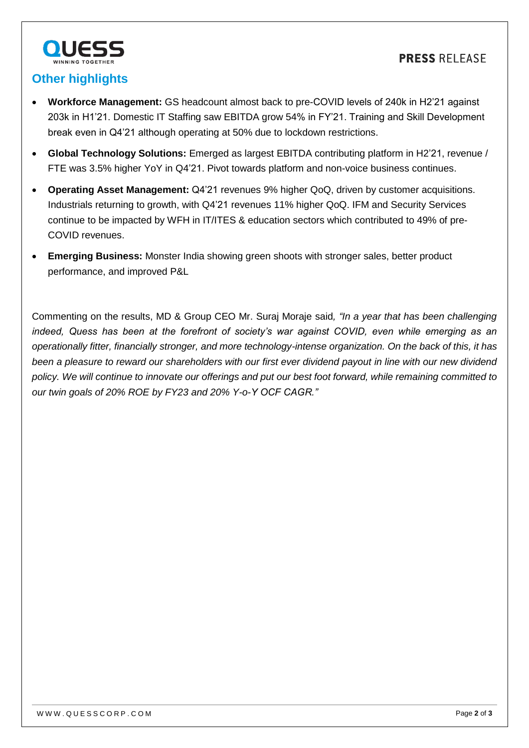## Other highlights

- **Workforce Management:** GS headcount almost back to pre-COVID levels of 240k in H2'21 against 203k in H1'21. Domestic IT Staffing saw EBITDA grow 54% in FY'21. Training and Skill Development break even in Q4'21 although operating at 50% due to lockdown restrictions.
- **Global Technology Solutions:** Emerged as largest EBITDA contributing platform in H2'21, revenue / FTE was 3.5% higher YoY in Q4'21. Pivot towards platform and non-voice business continues.
- **Operating Asset Management:** Q4'21 revenues 9% higher QoQ, driven by customer acquisitions. Industrials returning to growth, with Q4'21 revenues 11% higher QoQ. IFM and Security Services continue to be impacted by WFH in IT/ITES & education sectors which contributed to 49% of pre-COVID revenues.
- **Emerging Business:** Monster India showing green shoots with stronger sales, better product performance, and improved P&L

Commenting on the results, MD & Group CEO Mr. Suraj Moraje said*, "In a year that has been challenging indeed, Quess has been at the forefront of society's war against COVID, even while emerging as an operationally fitter, financially stronger, and more technology-intense organization. On the back of this, it has been a pleasure to reward our shareholders with our first ever dividend payout in line with our new dividend policy. We will continue to innovate our offerings and put our best foot forward, while remaining committed to our twin goals of 20% ROE by FY23 and 20% Y-o-Y OCF CAGR."*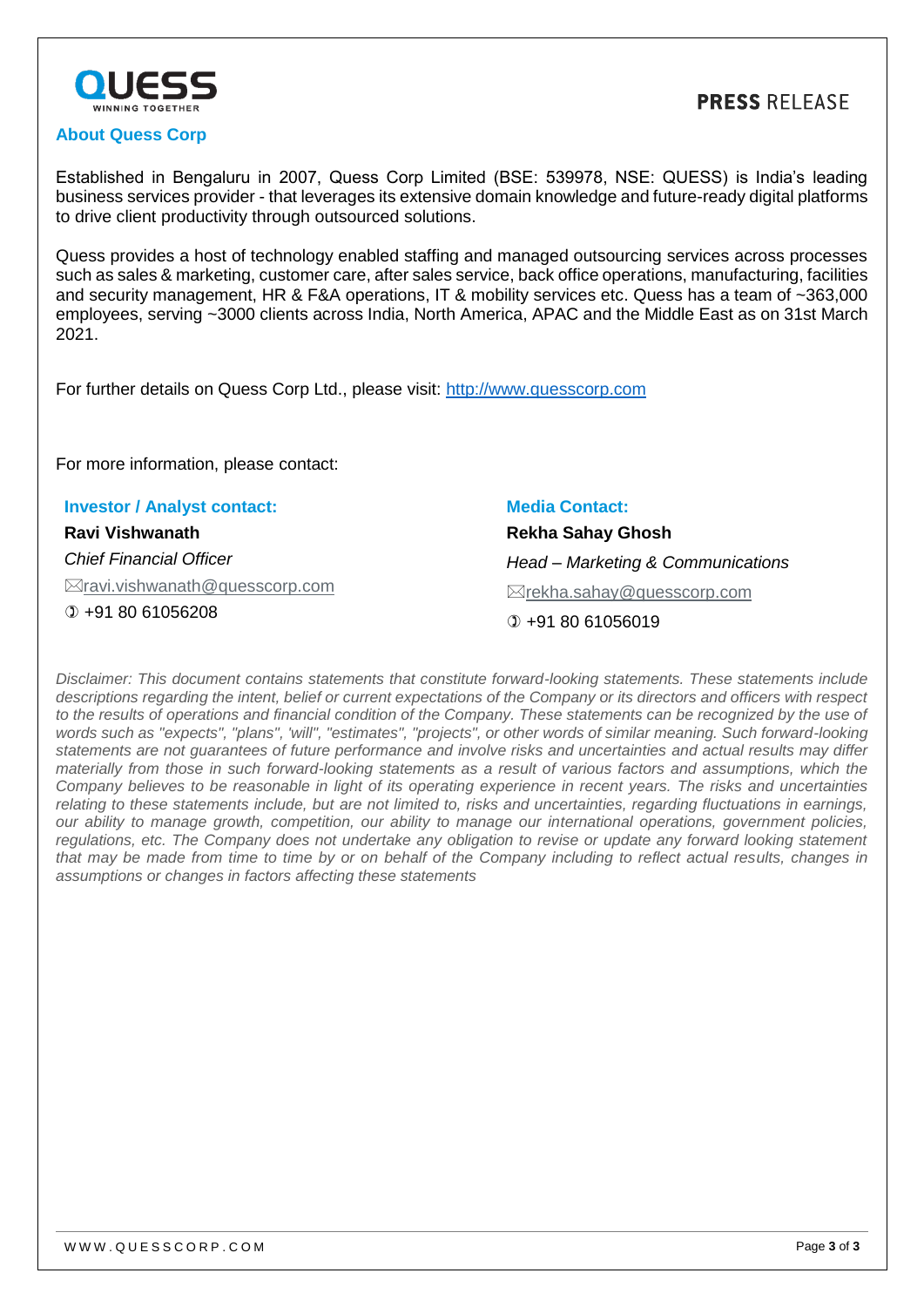## About Quess Corp

Established in Bengaluru in 2007, Quess Corp Limited (BSE: 539978, NSE: QUESS) is India's leading business services provider - that leverages its extensive domain knowledge and future-ready digital platforms to drive client productivity through outsourced solutions.

Quess provides a host of technology enabled staffing and managed outsourcing services across processes such as sales & marketing, customer care, after sales service, back office operations, manufacturing, facilities and security management, HR & F&A operations, IT & mobility services etc. Quess has a team of ~363,000 employees, serving ~3000 clients across India, North America, APAC and the Middle East as on 31st March 2021.

For further details on Quess Corp Ltd., please visit: http://www.quesscorp.com

For more information, please contact:

**Investor / Analyst contact:**

**Ravi Vishwanath**

*Chief Financial Officer*

✉ravi.vishwanath@quesscorp.com

✆ +91 80 61056208

**Media Contact:**

**Rekha Sahay Ghosh**

*Head – Marketing & Communications*

✉rekha.sahay@quesscorp.com

✆ +91 80 61056019

*Disclaimer: This document contains statements that constitute forward-looking statements. These statements include descriptions regarding the intent, belief or current expectations of the Company or its directors and officers with respect to the results of operations and financial condition of the Company. These statements can be recognized by the use of words such as "expects", "plans", 'will", "estimates", "projects", or other words of similar meaning. Such forward-looking statements are not guarantees of future performance and involve risks and uncertainties and actual results may differ materially from those in such forward-looking statements as a result of various factors and assumptions, which the Company believes to be reasonable in light of its operating experience in recent years. The risks and uncertainties relating to these statements include, but are not limited to, risks and uncertainties, regarding fluctuations in earnings, our ability to manage growth, competition, our ability to manage our international operations, government policies, regulations, etc. The Company does not undertake any obligation to revise or update any forward looking statement that may be made from time to time by or on behalf of the Company including to reflect actual results, changes in assumptions or changes in factors affecting these statements*